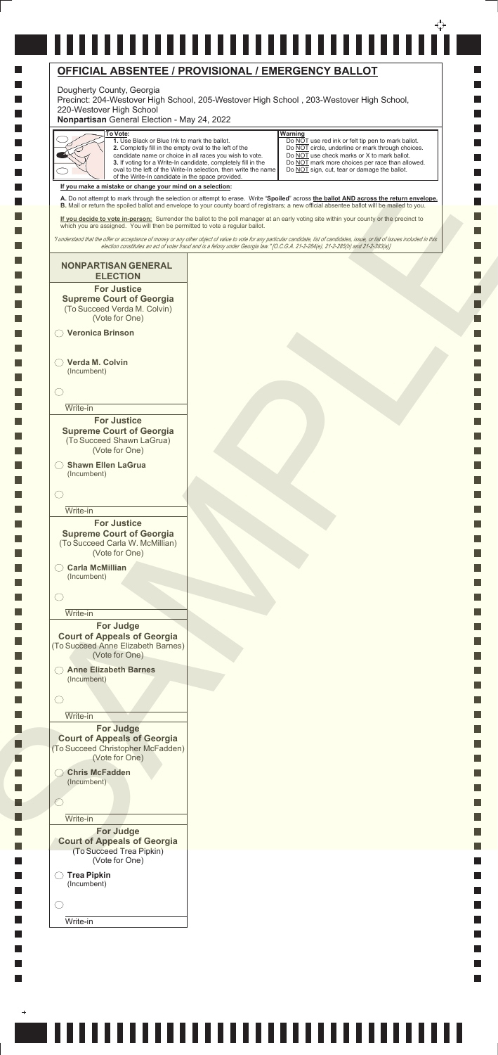# OFFICIAL ABSENTEE / PROVISIONAL / EMERGENCY BALLOT

Dougherty County, Georgia
Precinct: 204-Westover High School, 205-Westover High School , 203-Westover High School, 220-Westover High School
**Nonpartisan** General Election - May 24, 2022

**To Vote:**
1. Use Black or Blue Ink to mark the ballot.
2. Completly fill in the empty oval to the left of the candidate name or choice in all races you wish to vote.
3. If voting for a Write-In candidate, completely fill in the oval to the left of the Write-In selection, then write the name of the Write-In candidate in the space provided.

**Warning**
Do NOT use red ink or felt tip pen to mark ballot.
Do NOT circle, underline or mark through choices.
Do NOT use check marks or X to mark ballot.
Do NOT mark more choices per race than allowed.
Do NOT sign, cut, tear or damage the ballot.

**If you make a mistake or change your mind on a selection:**

A. Do not attempt to mark through the selection or attempt to erase. Write "**Spoiled**" across **the ballot AND across the return envelope.**
B. Mail or return the spoiled ballot and envelope to your county board of registrars; a new official absentee ballot will be mailed to you.

**If you decide to vote in-person:** Surrender the ballot to the poll manager at an early voting site within your county or the precinct to which you are assigned. You will then be permitted to vote a regular ballot.

*"I understand that the offer or acceptance of money or any other object of value to vote for any particular candidate, list of candidates, issue, or list of issues included in this election constitutes an act of voter fraud and is a felony under Georgia law." [O.C.G.A. 21-2-284(e), 21-2-285(h) and 21-2-383(a)]*

## NONPARTISAN GENERAL ELECTION

### For Justice Supreme Court of Georgia
(To Succeed Verda M. Colvin)
(Vote for One)

- ◯ **Veronica Brinson**
- ◯ **Verda M. Colvin** (Incumbent)
- ◯ Write-in

### For Justice Supreme Court of Georgia
(To Succeed Shawn LaGrua)
(Vote for One)

- ◯ **Shawn Ellen LaGrua** (Incumbent)
- ◯ Write-in

### For Justice Supreme Court of Georgia
(To Succeed Carla W. McMillian)
(Vote for One)

- ◯ **Carla McMillian** (Incumbent)
- ◯ Write-in

### For Judge Court of Appeals of Georgia
(To Succeed Anne Elizabeth Barnes)
(Vote for One)

- ◯ **Anne Elizabeth Barnes** (Incumbent)
- ◯ Write-in

### For Judge Court of Appeals of Georgia
(To Succeed Christopher McFadden)
(Vote for One)

- ◯ **Chris McFadden** (Incumbent)
- ◯ Write-in

### For Judge Court of Appeals of Georgia
(To Succeed Trea Pipkin)
(Vote for One)

- ◯ **Trea Pipkin** (Incumbent)
- ◯ Write-in